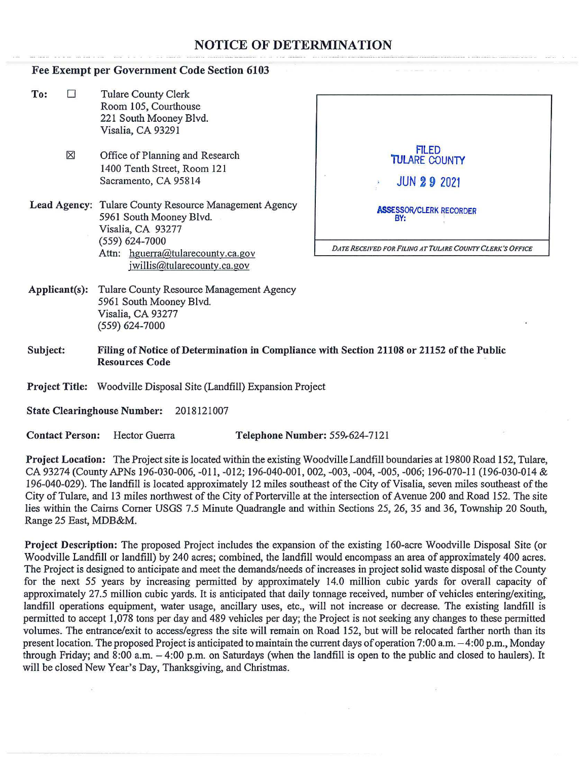# NOTICE OF DETERMINATION

**Fee Exempt per Government Code Section 6103**

**To:** ☐ Tulare County Clerk
Room 105, Courthouse
221 South Mooney Blvd.
Visalia, CA 93291

☒ Office of Planning and Research
1400 Tenth Street, Room 121
Sacramento, CA 95814

**Lead Agency:** Tulare County Resource Management Agency
5961 South Mooney Blvd.
Visalia, CA 93277
(559) 624-7000
Attn: hguerra@tularecounty.ca.gov
jwillis@tularecounty.ca.gov

FILED
TULARE COUNTY
JUN 29 2021
ASSESSOR/CLERK RECORDER
BY:

*DATE RECEIVED FOR FILING AT TULARE COUNTY CLERK'S OFFICE*

**Applicant(s):** Tulare County Resource Management Agency
5961 South Mooney Blvd.
Visalia, CA 93277
(559) 624-7000

**Subject:** **Filing of Notice of Determination in Compliance with Section 21108 or 21152 of the Public Resources Code**

**Project Title:** Woodville Disposal Site (Landfill) Expansion Project

**State Clearinghouse Number:** 2018121007

**Contact Person:** Hector Guerra **Telephone Number:** 559-624-7121

**Project Location:** The Project site is located within the existing Woodville Landfill boundaries at 19800 Road 152, Tulare, CA 93274 (County APNs 196-030-006, -011, -012; 196-040-001, 002, -003, -004, -005, -006; 196-070-11 (196-030-014 & 196-040-029). The landfill is located approximately 12 miles southeast of the City of Visalia, seven miles southeast of the City of Tulare, and 13 miles northwest of the City of Porterville at the intersection of Avenue 200 and Road 152. The site lies within the Cairns Corner USGS 7.5 Minute Quadrangle and within Sections 25, 26, 35 and 36, Township 20 South, Range 25 East, MDB&M.

**Project Description:** The proposed Project includes the expansion of the existing 160-acre Woodville Disposal Site (or Woodville Landfill or landfill) by 240 acres; combined, the landfill would encompass an area of approximately 400 acres. The Project is designed to anticipate and meet the demands/needs of increases in project solid waste disposal of the County for the next 55 years by increasing permitted by approximately 14.0 million cubic yards for overall capacity of approximately 27.5 million cubic yards. It is anticipated that daily tonnage received, number of vehicles entering/exiting, landfill operations equipment, water usage, ancillary uses, etc., will not increase or decrease. The existing landfill is permitted to accept 1,078 tons per day and 489 vehicles per day; the Project is not seeking any changes to these permitted volumes. The entrance/exit to access/egress the site will remain on Road 152, but will be relocated farther north than its present location. The proposed Project is anticipated to maintain the current days of operation 7:00 a.m. – 4:00 p.m., Monday through Friday; and 8:00 a.m. – 4:00 p.m. on Saturdays (when the landfill is open to the public and closed to haulers). It will be closed New Year's Day, Thanksgiving, and Christmas.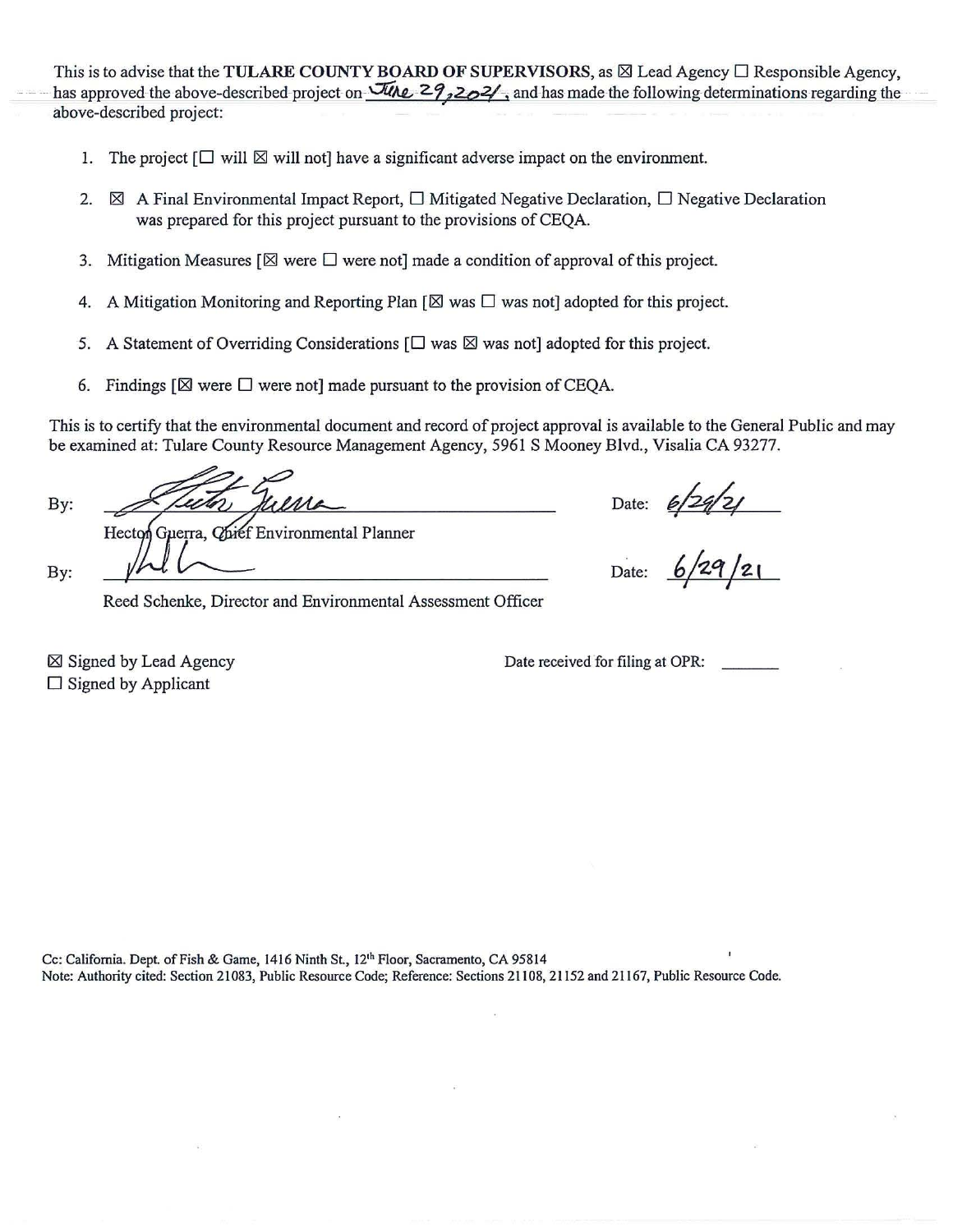This is to advise that the **TULARE COUNTY BOARD OF SUPERVISORS**, as ☒ Lead Agency ☐ Responsible Agency, has approved the above-described project on June 29, 2021, and has made the following determinations regarding the above-described project:

1. The project [☐ will ☒ will not] have a significant adverse impact on the environment.
2. ☒ A Final Environmental Impact Report, ☐ Mitigated Negative Declaration, ☐ Negative Declaration was prepared for this project pursuant to the provisions of CEQA.
3. Mitigation Measures [☒ were ☐ were not] made a condition of approval of this project.
4. A Mitigation Monitoring and Reporting Plan [☒ was ☐ was not] adopted for this project.
5. A Statement of Overriding Considerations [☐ was ☒ was not] adopted for this project.
6. Findings [☒ were ☐ were not] made pursuant to the provision of CEQA.

This is to certify that the environmental document and record of project approval is available to the General Public and may be examined at: Tulare County Resource Management Agency, 5961 S Mooney Blvd., Visalia CA 93277.

By: ______________________ Date: 6/29/21

Hector Guerra, Chief Environmental Planner

By: ______________________ Date: 6/29/21

Reed Schenke, Director and Environmental Assessment Officer

☒ Signed by Lead Agency

☐ Signed by Applicant

Date received for filing at OPR: ______

Cc: California. Dept. of Fish & Game, 1416 Ninth St., 12th Floor, Sacramento, CA 95814

Note: Authority cited: Section 21083, Public Resource Code; Reference: Sections 21108, 21152 and 21167, Public Resource Code.